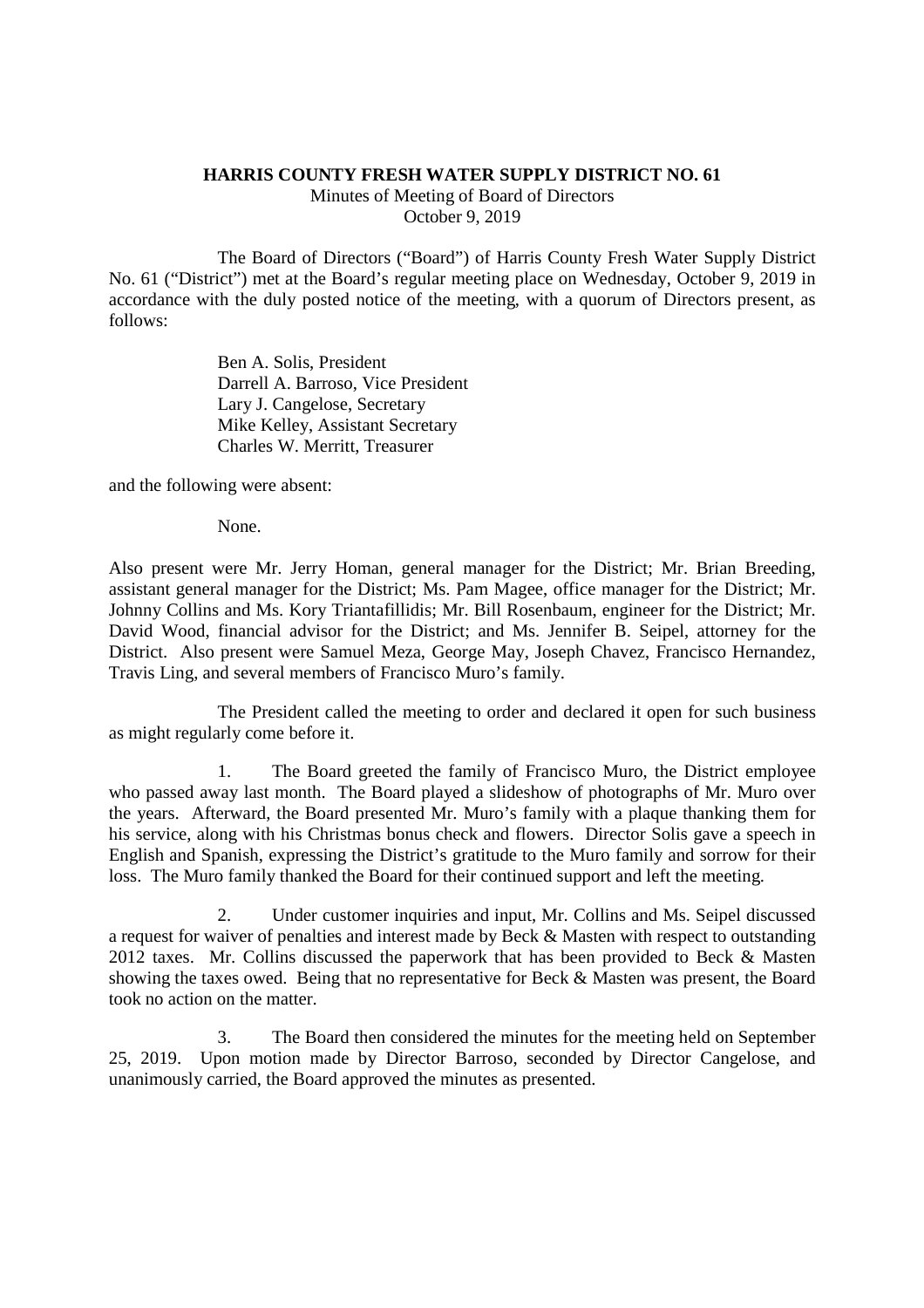# HARRIS COUNTY FRESH WATER SUPPLY DISTRICT NO. 61

Minutes of Meeting of Board of Directors
October 9, 2019

The Board of Directors ("Board") of Harris County Fresh Water Supply District No. 61 ("District") met at the Board's regular meeting place on Wednesday, October 9, 2019 in accordance with the duly posted notice of the meeting, with a quorum of Directors present, as follows:

Ben A. Solis, President
Darrell A. Barroso, Vice President
Lary J. Cangelose, Secretary
Mike Kelley, Assistant Secretary
Charles W. Merritt, Treasurer

and the following were absent:

None.

Also present were Mr. Jerry Homan, general manager for the District; Mr. Brian Breeding, assistant general manager for the District; Ms. Pam Magee, office manager for the District; Mr. Johnny Collins and Ms. Kory Triantafillidis; Mr. Bill Rosenbaum, engineer for the District; Mr. David Wood, financial advisor for the District; and Ms. Jennifer B. Seipel, attorney for the District. Also present were Samuel Meza, George May, Joseph Chavez, Francisco Hernandez, Travis Ling, and several members of Francisco Muro's family.

The President called the meeting to order and declared it open for such business as might regularly come before it.

1. The Board greeted the family of Francisco Muro, the District employee who passed away last month. The Board played a slideshow of photographs of Mr. Muro over the years. Afterward, the Board presented Mr. Muro's family with a plaque thanking them for his service, along with his Christmas bonus check and flowers. Director Solis gave a speech in English and Spanish, expressing the District's gratitude to the Muro family and sorrow for their loss. The Muro family thanked the Board for their continued support and left the meeting.

2. Under customer inquiries and input, Mr. Collins and Ms. Seipel discussed a request for waiver of penalties and interest made by Beck & Masten with respect to outstanding 2012 taxes. Mr. Collins discussed the paperwork that has been provided to Beck & Masten showing the taxes owed. Being that no representative for Beck & Masten was present, the Board took no action on the matter.

3. The Board then considered the minutes for the meeting held on September 25, 2019. Upon motion made by Director Barroso, seconded by Director Cangelose, and unanimously carried, the Board approved the minutes as presented.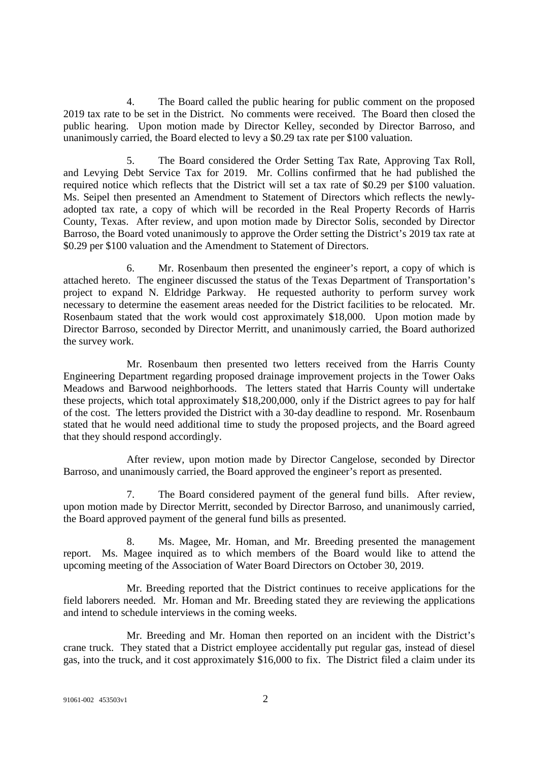4. The Board called the public hearing for public comment on the proposed 2019 tax rate to be set in the District. No comments were received. The Board then closed the public hearing. Upon motion made by Director Kelley, seconded by Director Barroso, and unanimously carried, the Board elected to levy a $0.29 tax rate per $100 valuation.

5. The Board considered the Order Setting Tax Rate, Approving Tax Roll, and Levying Debt Service Tax for 2019. Mr. Collins confirmed that he had published the required notice which reflects that the District will set a tax rate of $0.29 per $100 valuation. Ms. Seipel then presented an Amendment to Statement of Directors which reflects the newly-adopted tax rate, a copy of which will be recorded in the Real Property Records of Harris County, Texas. After review, and upon motion made by Director Solis, seconded by Director Barroso, the Board voted unanimously to approve the Order setting the District's 2019 tax rate at $0.29 per $100 valuation and the Amendment to Statement of Directors.

6. Mr. Rosenbaum then presented the engineer's report, a copy of which is attached hereto. The engineer discussed the status of the Texas Department of Transportation's project to expand N. Eldridge Parkway. He requested authority to perform survey work necessary to determine the easement areas needed for the District facilities to be relocated. Mr. Rosenbaum stated that the work would cost approximately $18,000. Upon motion made by Director Barroso, seconded by Director Merritt, and unanimously carried, the Board authorized the survey work.

Mr. Rosenbaum then presented two letters received from the Harris County Engineering Department regarding proposed drainage improvement projects in the Tower Oaks Meadows and Barwood neighborhoods. The letters stated that Harris County will undertake these projects, which total approximately $18,200,000, only if the District agrees to pay for half of the cost. The letters provided the District with a 30-day deadline to respond. Mr. Rosenbaum stated that he would need additional time to study the proposed projects, and the Board agreed that they should respond accordingly.

After review, upon motion made by Director Cangelose, seconded by Director Barroso, and unanimously carried, the Board approved the engineer's report as presented.

7. The Board considered payment of the general fund bills. After review, upon motion made by Director Merritt, seconded by Director Barroso, and unanimously carried, the Board approved payment of the general fund bills as presented.

8. Ms. Magee, Mr. Homan, and Mr. Breeding presented the management report. Ms. Magee inquired as to which members of the Board would like to attend the upcoming meeting of the Association of Water Board Directors on October 30, 2019.

Mr. Breeding reported that the District continues to receive applications for the field laborers needed. Mr. Homan and Mr. Breeding stated they are reviewing the applications and intend to schedule interviews in the coming weeks.

Mr. Breeding and Mr. Homan then reported on an incident with the District's crane truck. They stated that a District employee accidentally put regular gas, instead of diesel gas, into the truck, and it cost approximately $16,000 to fix. The District filed a claim under its

91061-002 453503v1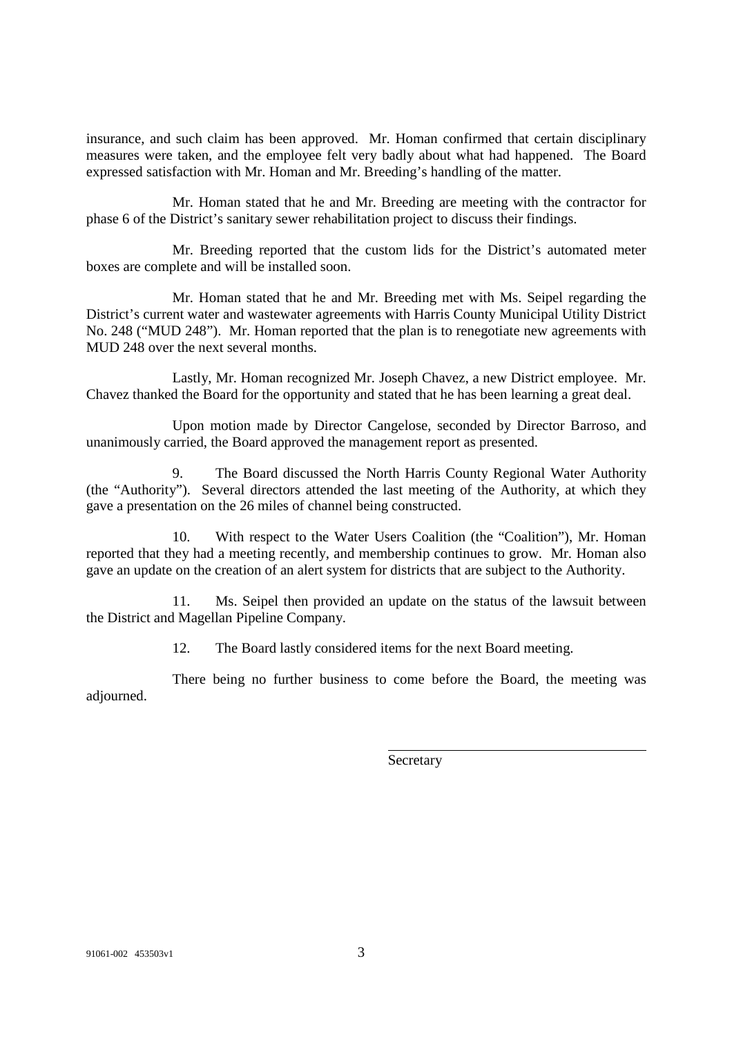insurance, and such claim has been approved. Mr. Homan confirmed that certain disciplinary measures were taken, and the employee felt very badly about what had happened. The Board expressed satisfaction with Mr. Homan and Mr. Breeding's handling of the matter.

Mr. Homan stated that he and Mr. Breeding are meeting with the contractor for phase 6 of the District's sanitary sewer rehabilitation project to discuss their findings.

Mr. Breeding reported that the custom lids for the District's automated meter boxes are complete and will be installed soon.

Mr. Homan stated that he and Mr. Breeding met with Ms. Seipel regarding the District's current water and wastewater agreements with Harris County Municipal Utility District No. 248 ("MUD 248"). Mr. Homan reported that the plan is to renegotiate new agreements with MUD 248 over the next several months.

Lastly, Mr. Homan recognized Mr. Joseph Chavez, a new District employee. Mr. Chavez thanked the Board for the opportunity and stated that he has been learning a great deal.

Upon motion made by Director Cangelose, seconded by Director Barroso, and unanimously carried, the Board approved the management report as presented.

9. The Board discussed the North Harris County Regional Water Authority (the "Authority"). Several directors attended the last meeting of the Authority, at which they gave a presentation on the 26 miles of channel being constructed.

10. With respect to the Water Users Coalition (the "Coalition"), Mr. Homan reported that they had a meeting recently, and membership continues to grow. Mr. Homan also gave an update on the creation of an alert system for districts that are subject to the Authority.

11. Ms. Seipel then provided an update on the status of the lawsuit between the District and Magellan Pipeline Company.

12. The Board lastly considered items for the next Board meeting.

There being no further business to come before the Board, the meeting was adjourned.

Secretary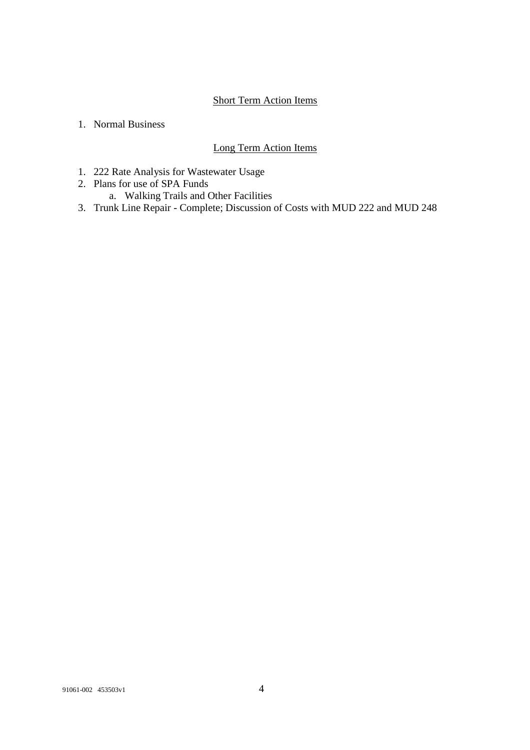## Short Term Action Items

1. Normal Business

## Long Term Action Items

1. 222 Rate Analysis for Wastewater Usage
2. Plans for use of SPA Funds
   a. Walking Trails and Other Facilities
3. Trunk Line Repair - Complete; Discussion of Costs with MUD 222 and MUD 248

91061-002 453503v1